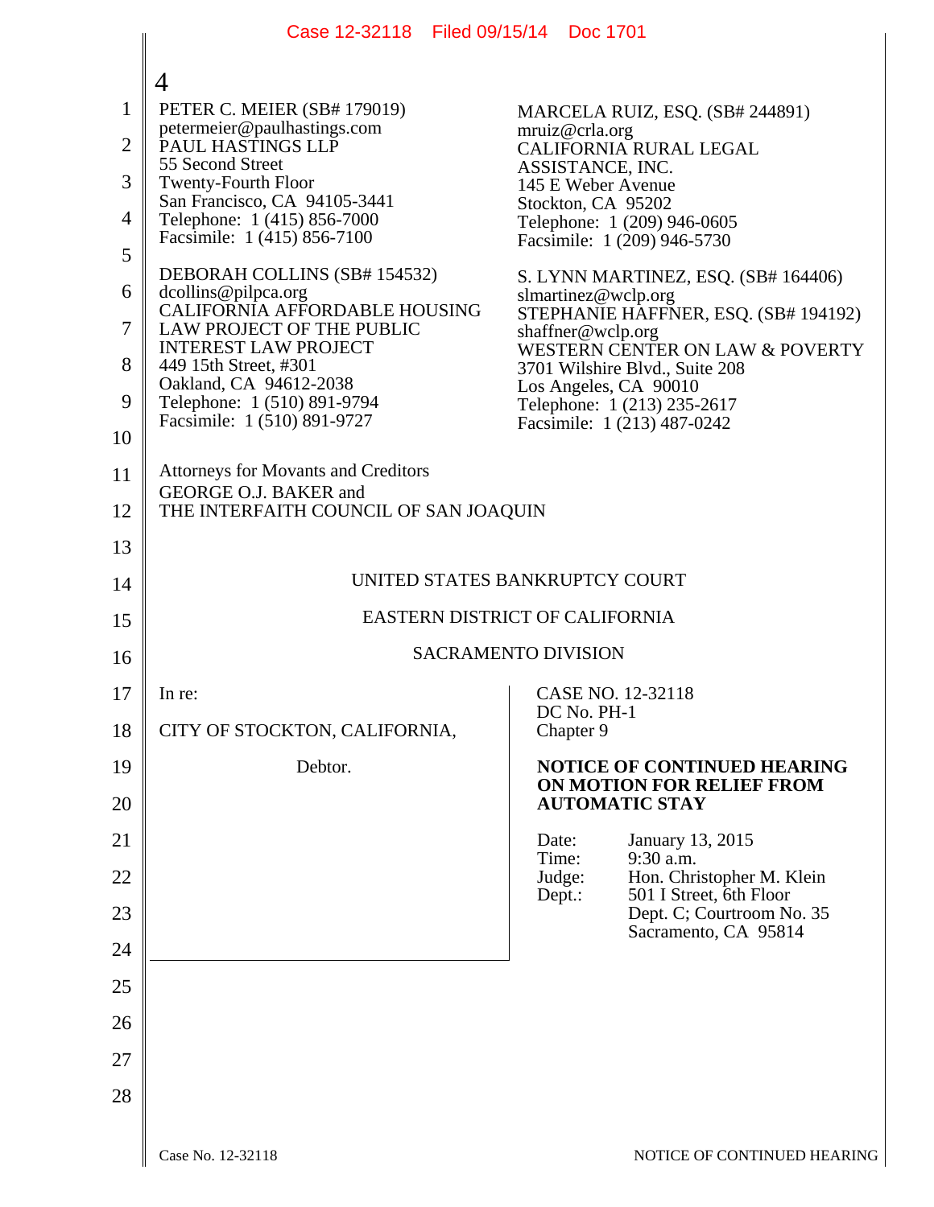PETER C. MEIER (SB# 179019)
petermeier@paulhastings.com
PAUL HASTINGS LLP
55 Second Street
Twenty-Fourth Floor
San Francisco, CA 94105-3441
Telephone: 1 (415) 856-7000
Facsimile: 1 (415) 856-7100

DEBORAH COLLINS (SB# 154532)
dcollins@pilpca.org
CALIFORNIA AFFORDABLE HOUSING LAW PROJECT OF THE PUBLIC INTEREST LAW PROJECT
449 15th Street, #301
Oakland, CA 94612-2038
Telephone: 1 (510) 891-9794
Facsimile: 1 (510) 891-9727

MARCELA RUIZ, ESQ. (SB# 244891)
mruiz@crla.org
CALIFORNIA RURAL LEGAL ASSISTANCE, INC.
145 E Weber Avenue
Stockton, CA 95202
Telephone: 1 (209) 946-0605
Facsimile: 1 (209) 946-5730

S. LYNN MARTINEZ, ESQ. (SB# 164406)
slmartinez@wclp.org
STEPHANIE HAFFNER, ESQ. (SB# 194192)
shaffner@wclp.org
WESTERN CENTER ON LAW & POVERTY
3701 Wilshire Blvd., Suite 208
Los Angeles, CA 90010
Telephone: 1 (213) 235-2617
Facsimile: 1 (213) 487-0242

Attorneys for Movants and Creditors
GEORGE O.J. BAKER and
THE INTERFAITH COUNCIL OF SAN JOAQUIN

UNITED STATES BANKRUPTCY COURT

EASTERN DISTRICT OF CALIFORNIA

SACRAMENTO DIVISION

In re:

CITY OF STOCKTON, CALIFORNIA,

Debtor.

CASE NO. 12-32118
DC No. PH-1
Chapter 9

**NOTICE OF CONTINUED HEARING ON MOTION FOR RELIEF FROM AUTOMATIC STAY**

Date: January 13, 2015
Time: 9:30 a.m.
Judge: Hon. Christopher M. Klein
Dept.: 501 I Street, 6th Floor
Dept. C; Courtroom No. 35
Sacramento, CA 95814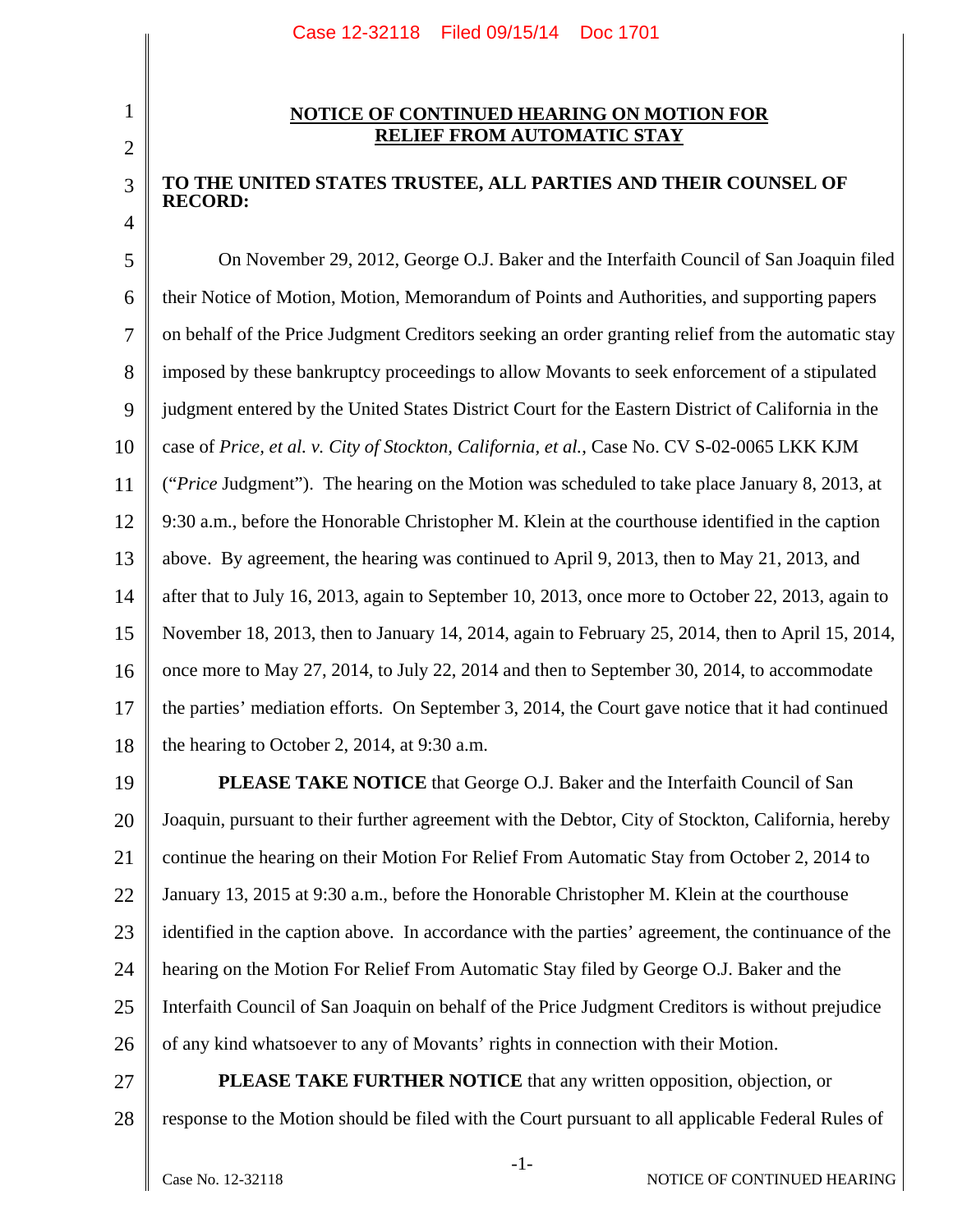**NOTICE OF CONTINUED HEARING ON MOTION FOR RELIEF FROM AUTOMATIC STAY**

**TO THE UNITED STATES TRUSTEE, ALL PARTIES AND THEIR COUNSEL OF RECORD:**

On November 29, 2012, George O.J. Baker and the Interfaith Council of San Joaquin filed their Notice of Motion, Motion, Memorandum of Points and Authorities, and supporting papers on behalf of the Price Judgment Creditors seeking an order granting relief from the automatic stay imposed by these bankruptcy proceedings to allow Movants to seek enforcement of a stipulated judgment entered by the United States District Court for the Eastern District of California in the case of *Price, et al. v. City of Stockton, California, et al.*, Case No. CV S-02-0065 LKK KJM ("*Price* Judgment"). The hearing on the Motion was scheduled to take place January 8, 2013, at 9:30 a.m., before the Honorable Christopher M. Klein at the courthouse identified in the caption above. By agreement, the hearing was continued to April 9, 2013, then to May 21, 2013, and after that to July 16, 2013, again to September 10, 2013, once more to October 22, 2013, again to November 18, 2013, then to January 14, 2014, again to February 25, 2014, then to April 15, 2014, once more to May 27, 2014, to July 22, 2014 and then to September 30, 2014, to accommodate the parties' mediation efforts. On September 3, 2014, the Court gave notice that it had continued the hearing to October 2, 2014, at 9:30 a.m.

**PLEASE TAKE NOTICE** that George O.J. Baker and the Interfaith Council of San Joaquin, pursuant to their further agreement with the Debtor, City of Stockton, California, hereby continue the hearing on their Motion For Relief From Automatic Stay from October 2, 2014 to January 13, 2015 at 9:30 a.m., before the Honorable Christopher M. Klein at the courthouse identified in the caption above. In accordance with the parties' agreement, the continuance of the hearing on the Motion For Relief From Automatic Stay filed by George O.J. Baker and the Interfaith Council of San Joaquin on behalf of the Price Judgment Creditors is without prejudice of any kind whatsoever to any of Movants' rights in connection with their Motion.

**PLEASE TAKE FURTHER NOTICE** that any written opposition, objection, or response to the Motion should be filed with the Court pursuant to all applicable Federal Rules of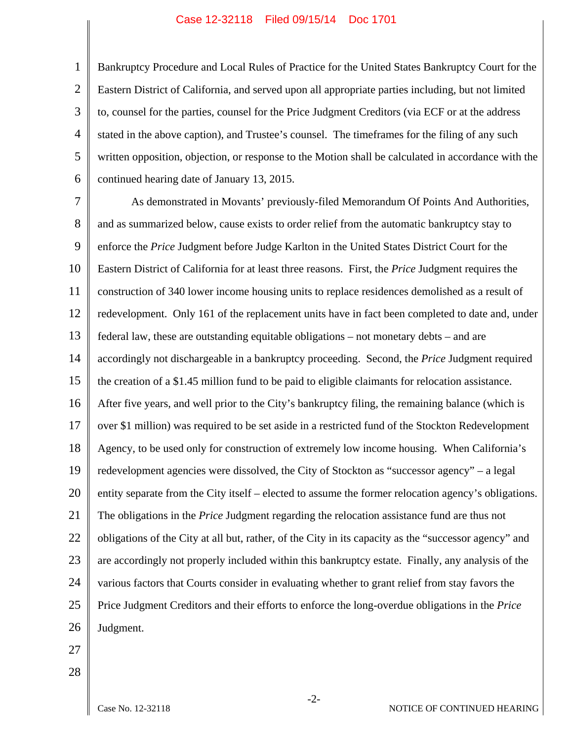Bankruptcy Procedure and Local Rules of Practice for the United States Bankruptcy Court for the Eastern District of California, and served upon all appropriate parties including, but not limited to, counsel for the parties, counsel for the Price Judgment Creditors (via ECF or at the address stated in the above caption), and Trustee's counsel. The timeframes for the filing of any such written opposition, objection, or response to the Motion shall be calculated in accordance with the continued hearing date of January 13, 2015.

As demonstrated in Movants' previously-filed Memorandum Of Points And Authorities, and as summarized below, cause exists to order relief from the automatic bankruptcy stay to enforce the *Price* Judgment before Judge Karlton in the United States District Court for the Eastern District of California for at least three reasons. First, the *Price* Judgment requires the construction of 340 lower income housing units to replace residences demolished as a result of redevelopment. Only 161 of the replacement units have in fact been completed to date and, under federal law, these are outstanding equitable obligations – not monetary debts – and are accordingly not dischargeable in a bankruptcy proceeding. Second, the *Price* Judgment required the creation of a $1.45 million fund to be paid to eligible claimants for relocation assistance. After five years, and well prior to the City's bankruptcy filing, the remaining balance (which is over $1 million) was required to be set aside in a restricted fund of the Stockton Redevelopment Agency, to be used only for construction of extremely low income housing. When California's redevelopment agencies were dissolved, the City of Stockton as "successor agency" – a legal entity separate from the City itself – elected to assume the former relocation agency's obligations. The obligations in the *Price* Judgment regarding the relocation assistance fund are thus not obligations of the City at all but, rather, of the City in its capacity as the "successor agency" and are accordingly not properly included within this bankruptcy estate. Finally, any analysis of the various factors that Courts consider in evaluating whether to grant relief from stay favors the Price Judgment Creditors and their efforts to enforce the long-overdue obligations in the *Price* Judgment.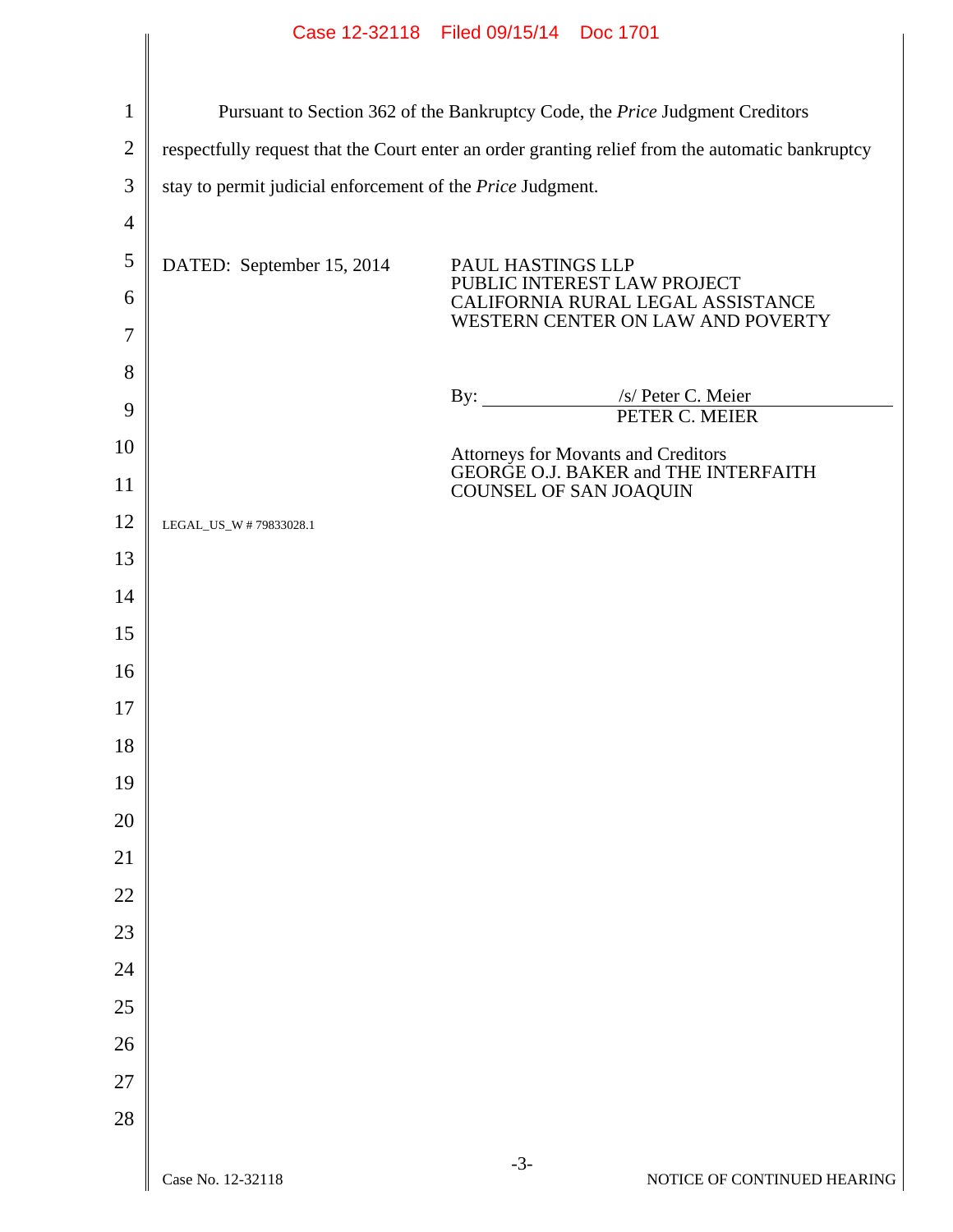Pursuant to Section 362 of the Bankruptcy Code, the *Price* Judgment Creditors respectfully request that the Court enter an order granting relief from the automatic bankruptcy stay to permit judicial enforcement of the *Price* Judgment.

DATED: September 15, 2014

PAUL HASTINGS LLP
PUBLIC INTEREST LAW PROJECT
CALIFORNIA RURAL LEGAL ASSISTANCE
WESTERN CENTER ON LAW AND POVERTY

By: /s/ Peter C. Meier
PETER C. MEIER

Attorneys for Movants and Creditors
GEORGE O.J. BAKER and THE INTERFAITH COUNSEL OF SAN JOAQUIN

LEGAL_US_W # 79833028.1